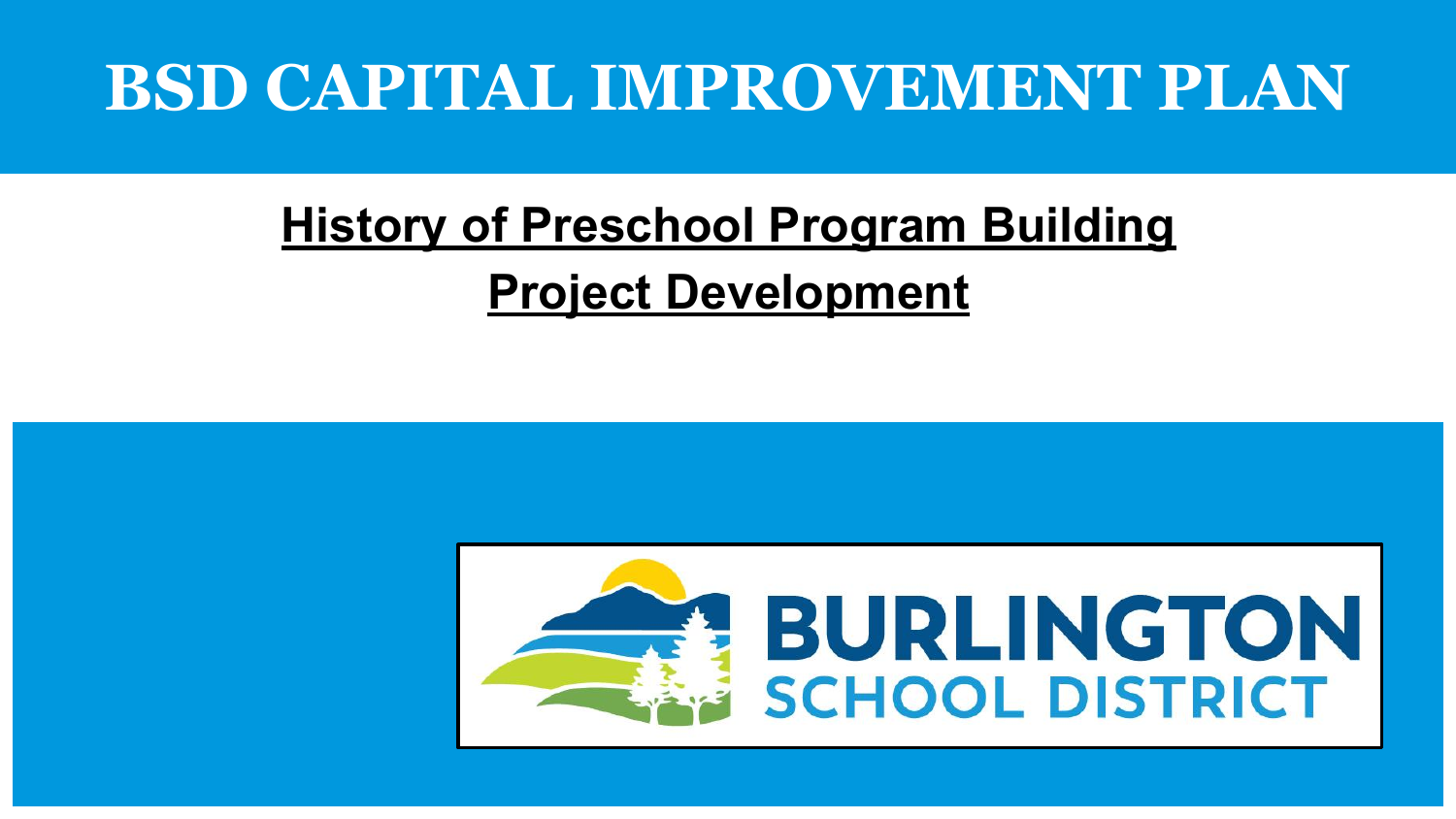# BSD CAPITAL IMPROVEMENT PLAN

## History of Preschool Program Building Project Development

BURLINGTON SCHOOL DISTRICT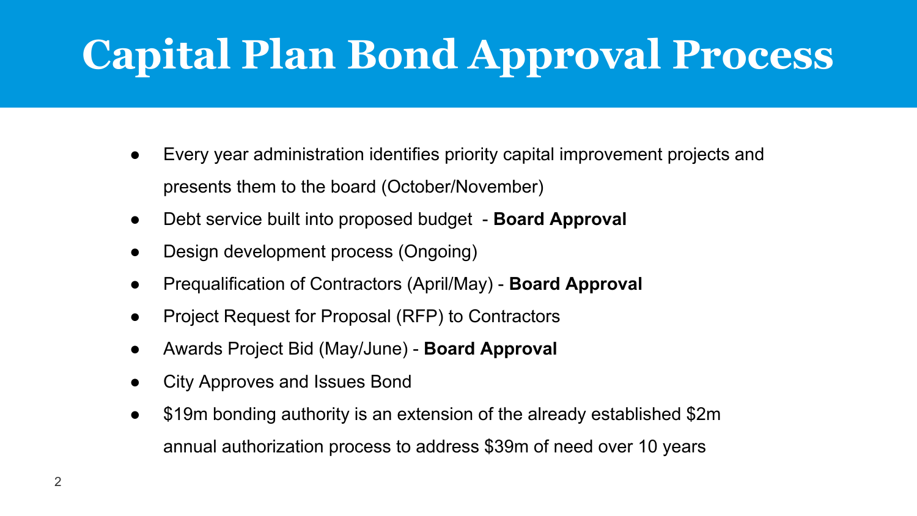# Capital Plan Bond Approval Process

- Every year administration identifies priority capital improvement projects and presents them to the board (October/November)
- Debt service built into proposed budget - **Board Approval**
- Design development process (Ongoing)
- Prequalification of Contractors (April/May) - **Board Approval**
- Project Request for Proposal (RFP) to Contractors
- Awards Project Bid (May/June) - **Board Approval**
- City Approves and Issues Bond
- $19m bonding authority is an extension of the already established $2m annual authorization process to address $39m of need over 10 years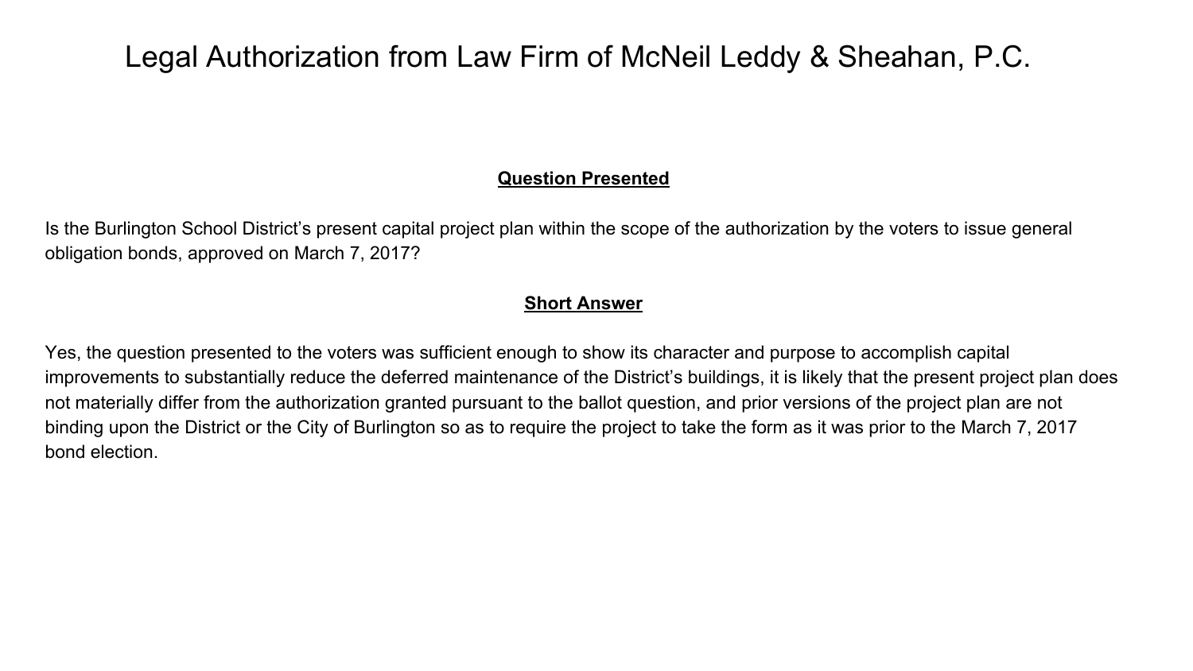# Legal Authorization from Law Firm of McNeil Leddy & Sheahan, P.C.

**Question Presented**

Is the Burlington School District's present capital project plan within the scope of the authorization by the voters to issue general obligation bonds, approved on March 7, 2017?

**Short Answer**

Yes, the question presented to the voters was sufficient enough to show its character and purpose to accomplish capital improvements to substantially reduce the deferred maintenance of the District's buildings, it is likely that the present project plan does not materially differ from the authorization granted pursuant to the ballot question, and prior versions of the project plan are not binding upon the District or the City of Burlington so as to require the project to take the form as it was prior to the March 7, 2017 bond election.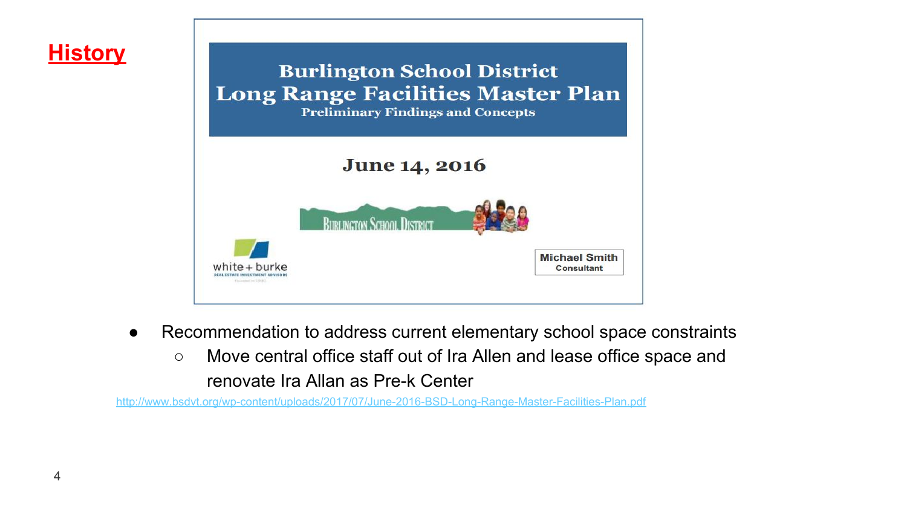## History

**Burlington School District**
**Long Range Facilities Master Plan**
**Preliminary Findings and Concepts**

**June 14, 2016**

BURLINGTON SCHOOL DISTRICT

white + burke
REAL ESTATE INVESTMENT ADVISORS

**Michael Smith**
**Consultant**

- Recommendation to address current elementary school space constraints
  - Move central office staff out of Ira Allen and lease office space and renovate Ira Allan as Pre-k Center

http://www.bsdvt.org/wp-content/uploads/2017/07/June-2016-BSD-Long-Range-Master-Facilities-Plan.pdf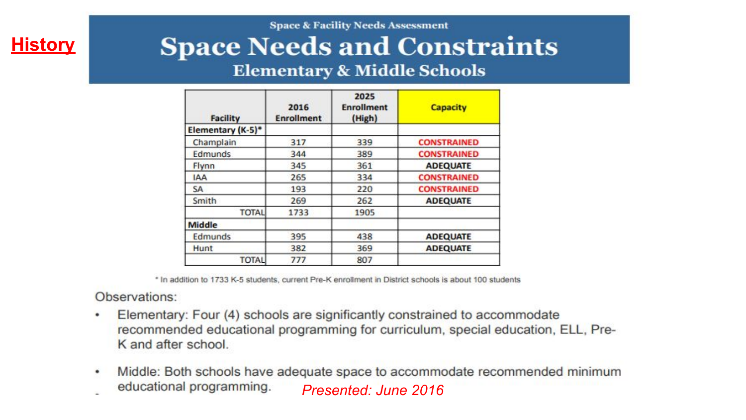**History**

Space & Facility Needs Assessment

# Space Needs and Constraints

## Elementary & Middle Schools

| Facility | 2016 Enrollment | 2025 Enrollment (High) | Capacity |
|---|---|---|---|
| **Elementary (K-5)*** | | | |
| Champlain | 317 | 339 | CONSTRAINED |
| Edmunds | 344 | 389 | CONSTRAINED |
| Flynn | 345 | 361 | ADEQUATE |
| IAA | 265 | 334 | CONSTRAINED |
| SA | 193 | 220 | CONSTRAINED |
| Smith | 269 | 262 | ADEQUATE |
| TOTAL | 1733 | 1905 | |
| **Middle** | | | |
| Edmunds | 395 | 438 | ADEQUATE |
| Hunt | 382 | 369 | ADEQUATE |
| TOTAL | 777 | 807 | |

* In addition to 1733 K-5 students, current Pre-K enrollment in District schools is about 100 students

Observations:

- Elementary: Four (4) schools are significantly constrained to accommodate recommended educational programming for curriculum, special education, ELL, Pre-K and after school.
- Middle: Both schools have adequate space to accommodate recommended minimum educational programming.

*Presented: June 2016*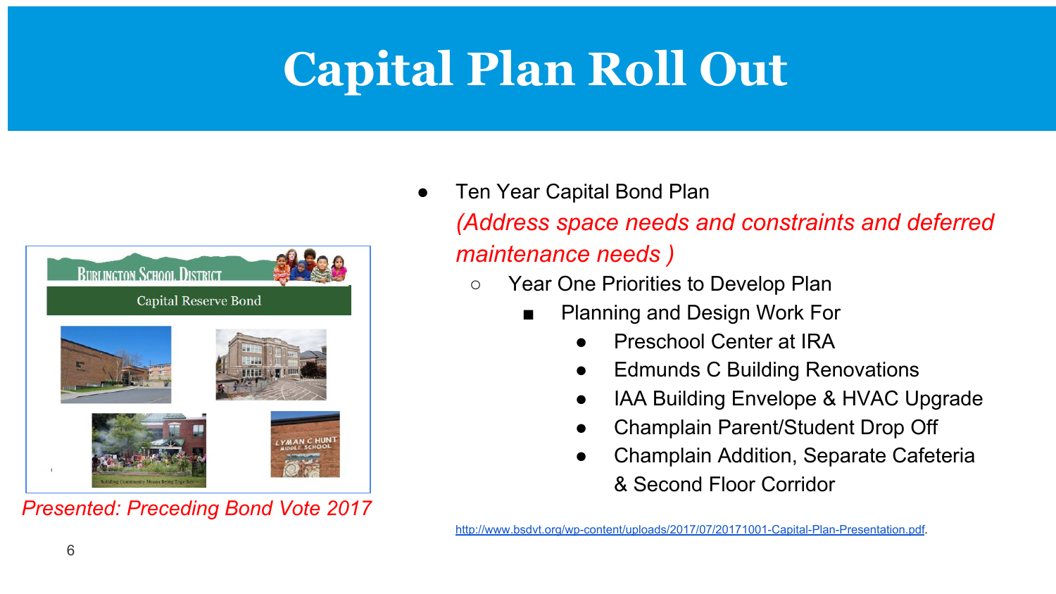# Capital Plan Roll Out

Presented: *Preceding Bond Vote 2017*

- Ten Year Capital Bond Plan
  *(Address space needs and constraints and deferred maintenance needs )*
  - Year One Priorities to Develop Plan
    - Planning and Design Work For
      - Preschool Center at IRA
      - Edmunds C Building Renovations
      - IAA Building Envelope & HVAC Upgrade
      - Champlain Parent/Student Drop Off
      - Champlain Addition, Separate Cafeteria & Second Floor Corridor

http://www.bsdvt.org/wp-content/uploads/2017/07/20171001-Capital-Plan-Presentation.pdf.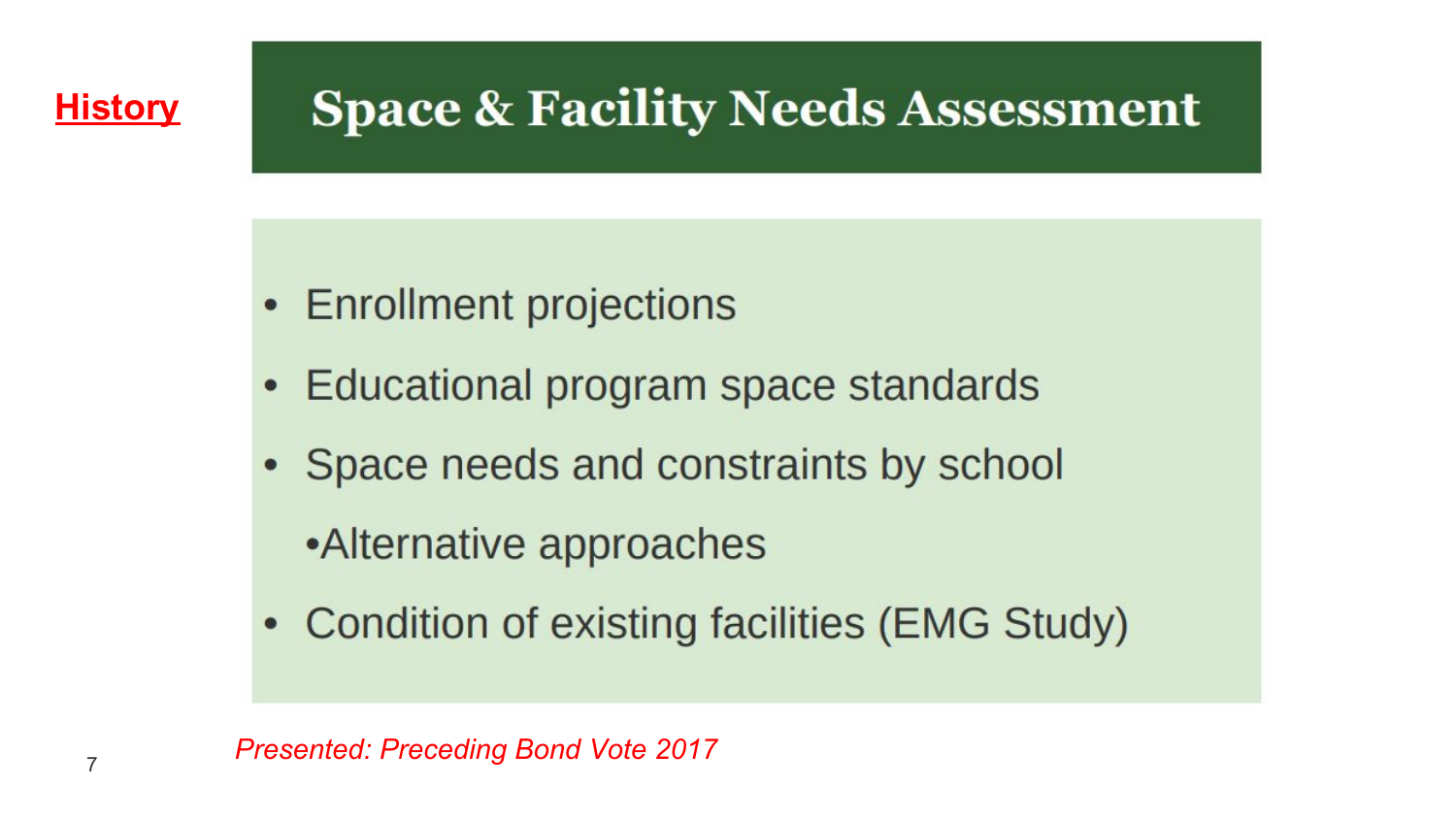**History**

# Space & Facility Needs Assessment

- Enrollment projections
- Educational program space standards
- Space needs and constraints by school
  - Alternative approaches
- Condition of existing facilities (EMG Study)

*Presented: Preceding Bond Vote 2017*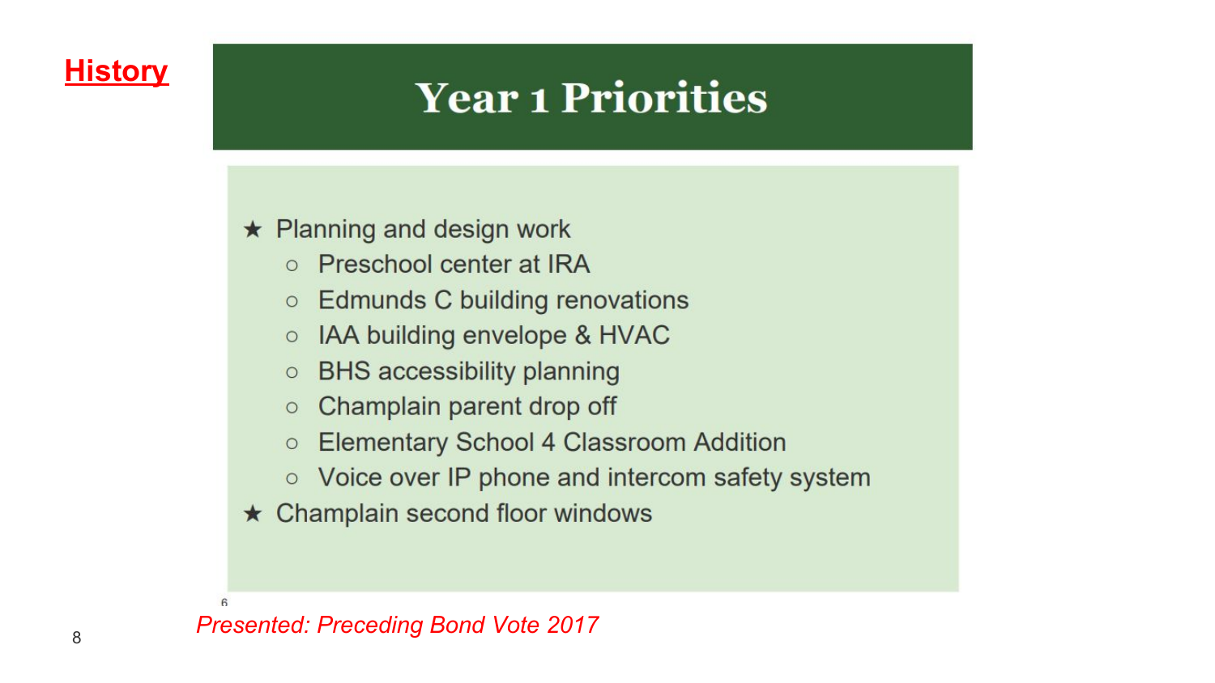**History**

# Year 1 Priorities

- ★ Planning and design work
  - Preschool center at IRA
  - Edmunds C building renovations
  - IAA building envelope & HVAC
  - BHS accessibility planning
  - Champlain parent drop off
  - Elementary School 4 Classroom Addition
  - Voice over IP phone and intercom safety system
- ★ Champlain second floor windows

*Presented: Preceding Bond Vote 2017*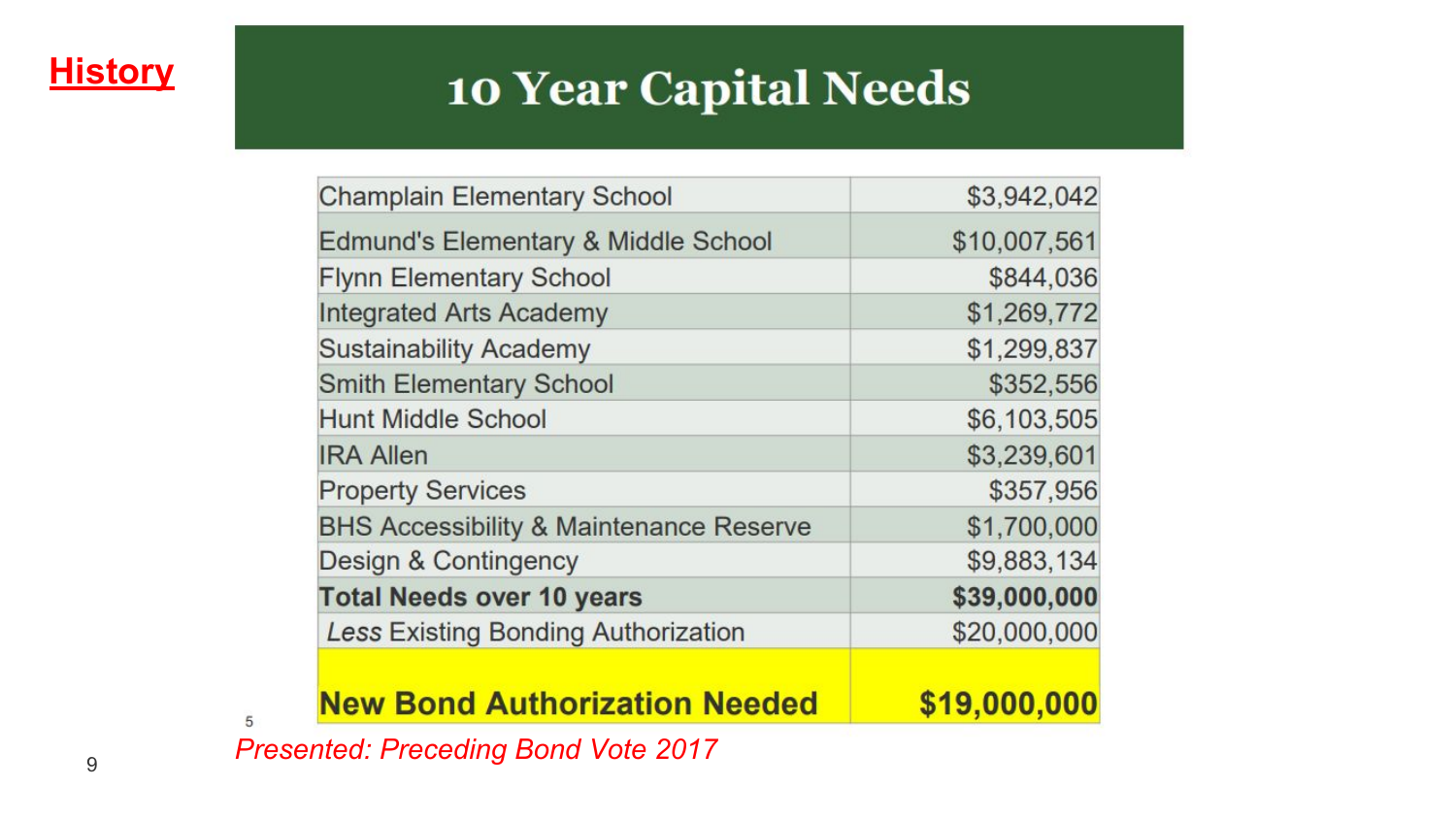**History**

# 10 Year Capital Needs

| | |
|---|---|
| Champlain Elementary School | $3,942,042 |
| Edmund's Elementary & Middle School | $10,007,561 |
| Flynn Elementary School | $844,036 |
| Integrated Arts Academy | $1,269,772 |
| Sustainability Academy | $1,299,837 |
| Smith Elementary School | $352,556 |
| Hunt Middle School | $6,103,505 |
| IRA Allen | $3,239,601 |
| Property Services | $357,956 |
| BHS Accessibility & Maintenance Reserve | $1,700,000 |
| Design & Contingency | $9,883,134 |
| **Total Needs over 10 years** | **$39,000,000** |
| *Less* Existing Bonding Authorization | $20,000,000 |
| **New Bond Authorization Needed** | **$19,000,000** |

5

*Presented: Preceding Bond Vote 2017*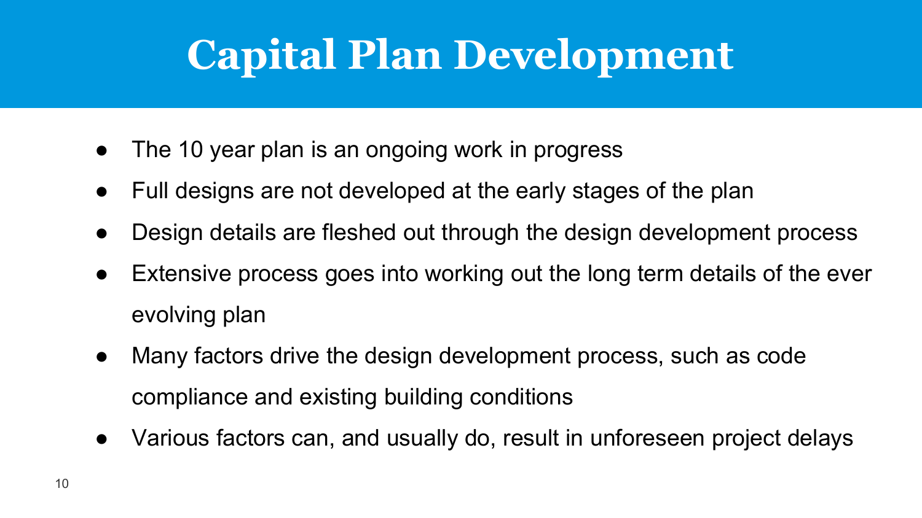# Capital Plan Development

- The 10 year plan is an ongoing work in progress
- Full designs are not developed at the early stages of the plan
- Design details are fleshed out through the design development process
- Extensive process goes into working out the long term details of the ever evolving plan
- Many factors drive the design development process, such as code compliance and existing building conditions
- Various factors can, and usually do, result in unforeseen project delays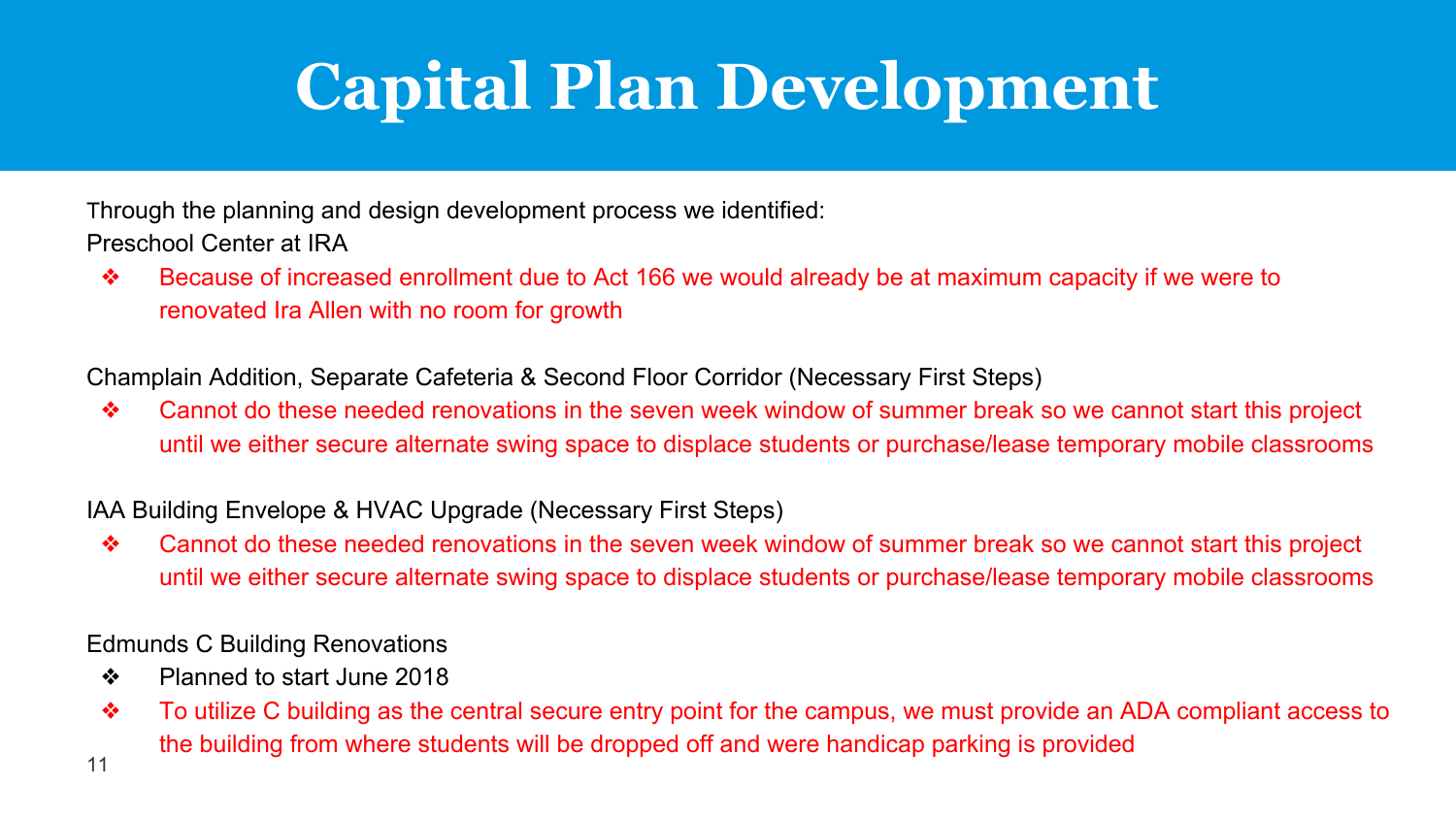# Capital Plan Development

Through the planning and design development process we identified:

Preschool Center at IRA

- Because of increased enrollment due to Act 166 we would already be at maximum capacity if we were to renovated Ira Allen with no room for growth

Champlain Addition, Separate Cafeteria & Second Floor Corridor (Necessary First Steps)

- Cannot do these needed renovations in the seven week window of summer break so we cannot start this project until we either secure alternate swing space to displace students or purchase/lease temporary mobile classrooms

IAA Building Envelope & HVAC Upgrade (Necessary First Steps)

- Cannot do these needed renovations in the seven week window of summer break so we cannot start this project until we either secure alternate swing space to displace students or purchase/lease temporary mobile classrooms

Edmunds C Building Renovations

- Planned to start June 2018
- To utilize C building as the central secure entry point for the campus, we must provide an ADA compliant access to the building from where students will be dropped off and were handicap parking is provided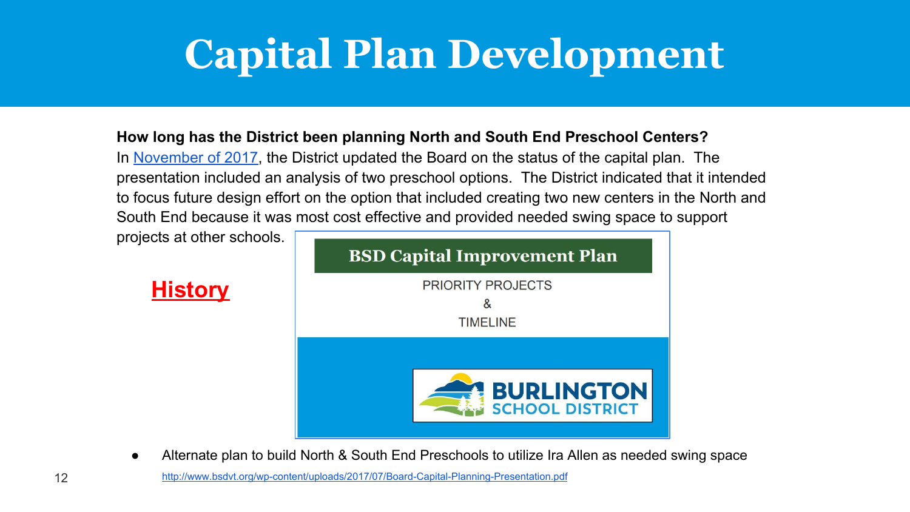# Capital Plan Development

**How long has the District been planning North and South End Preschool Centers?**
In November of 2017, the District updated the Board on the status of the capital plan. The presentation included an analysis of two preschool options. The District indicated that it intended to focus future design effort on the option that included creating two new centers in the North and South End because it was most cost effective and provided needed swing space to support projects at other schools.

**History**

BSD Capital Improvement Plan

PRIORITY PROJECTS
&
TIMELINE

BURLINGTON
SCHOOL DISTRICT

- Alternate plan to build North & South End Preschools to utilize Ira Allen as needed swing space

http://www.bsdvt.org/wp-content/uploads/2017/07/Board-Capital-Planning-Presentation.pdf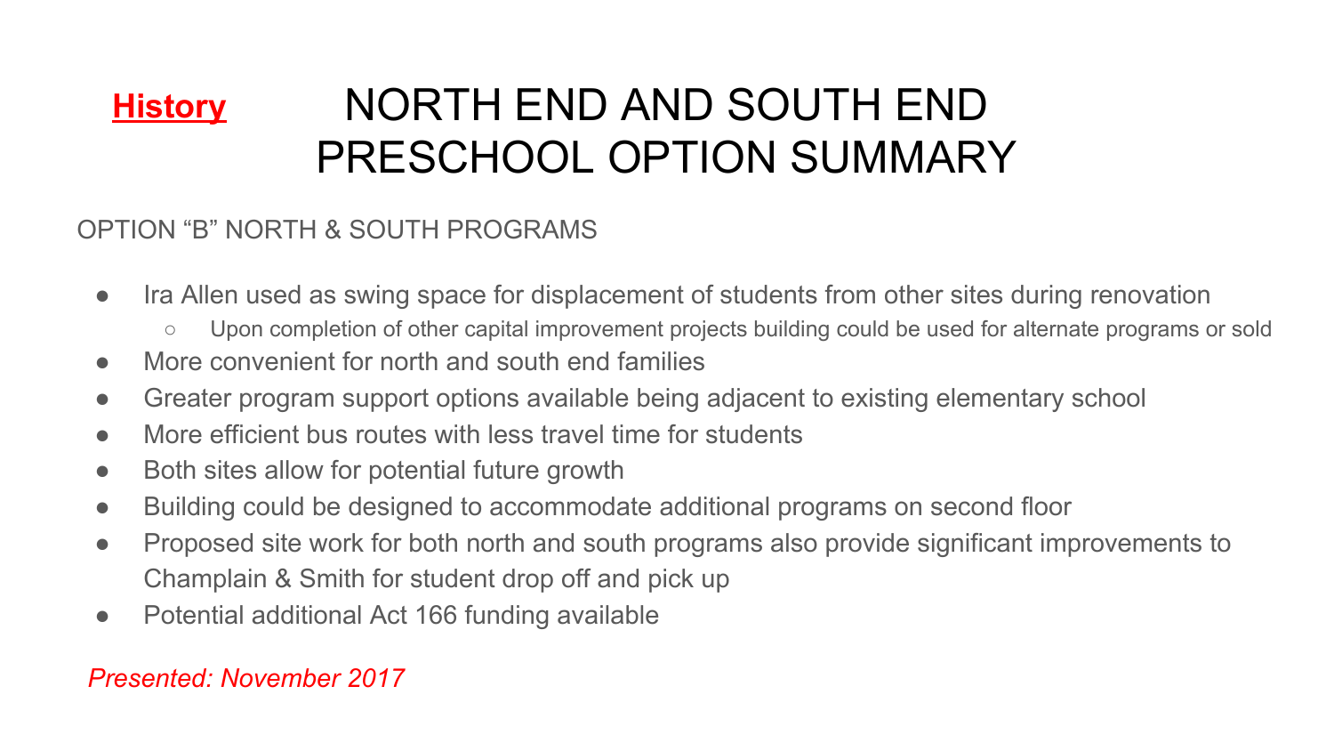**History**

# NORTH END AND SOUTH END PRESCHOOL OPTION SUMMARY

OPTION "B" NORTH & SOUTH PROGRAMS

- Ira Allen used as swing space for displacement of students from other sites during renovation
  - Upon completion of other capital improvement projects building could be used for alternate programs or sold
- More convenient for north and south end families
- Greater program support options available being adjacent to existing elementary school
- More efficient bus routes with less travel time for students
- Both sites allow for potential future growth
- Building could be designed to accommodate additional programs on second floor
- Proposed site work for both north and south programs also provide significant improvements to Champlain & Smith for student drop off and pick up
- Potential additional Act 166 funding available

*Presented: November 2017*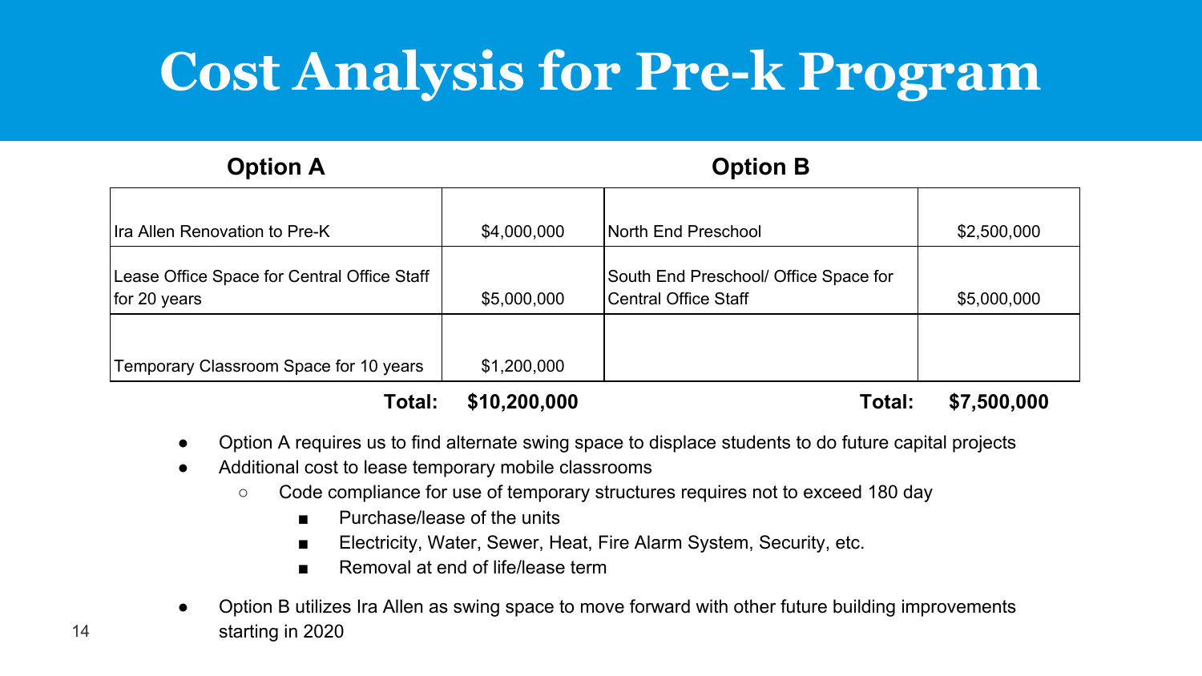# Cost Analysis for Pre-k Program

| Option A | | Option B | |
|---|---|---|---|
| Ira Allen Renovation to Pre-K | $4,000,000 | North End Preschool | $2,500,000 |
| Lease Office Space for Central Office Staff for 20 years | $5,000,000 | South End Preschool/ Office Space for Central Office Staff | $5,000,000 |
| Temporary Classroom Space for 10 years | $1,200,000 | | |
| **Total:** | **$10,200,000** | **Total:** | **$7,500,000** |

- Option A requires us to find alternate swing space to displace students to do future capital projects
- Additional cost to lease temporary mobile classrooms
  - Code compliance for use of temporary structures requires not to exceed 180 day
    - Purchase/lease of the units
    - Electricity, Water, Sewer, Heat, Fire Alarm System, Security, etc.
    - Removal at end of life/lease term
- Option B utilizes Ira Allen as swing space to move forward with other future building improvements starting in 2020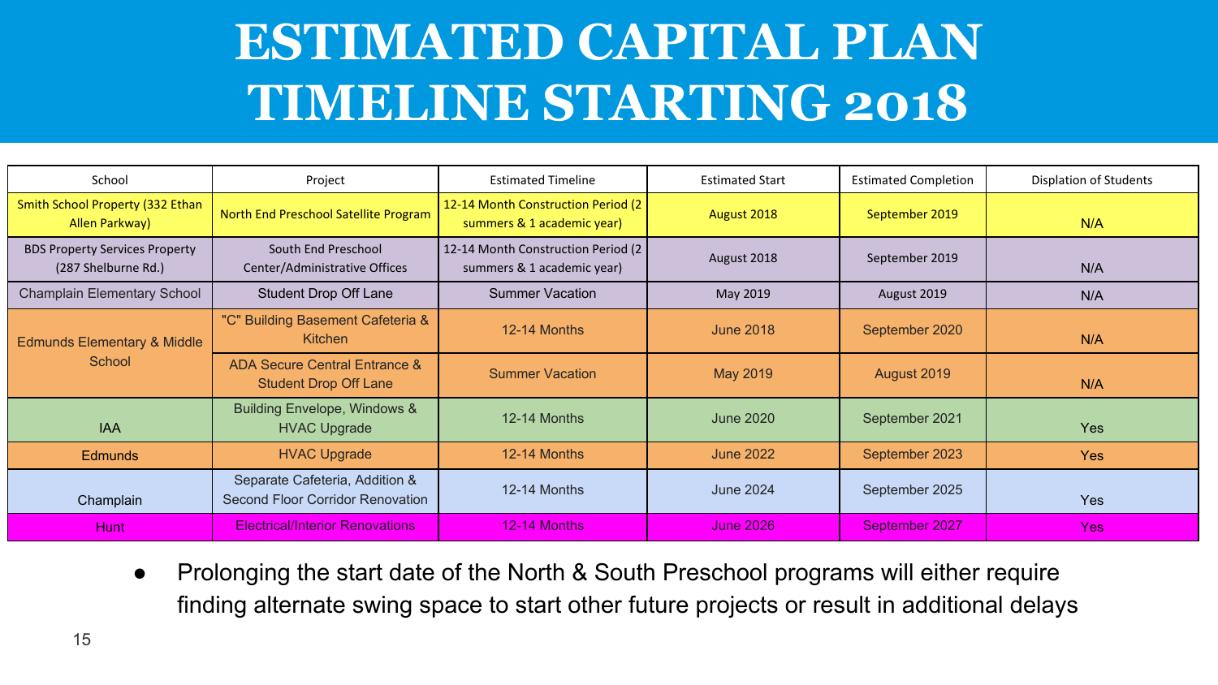# ESTIMATED CAPITAL PLAN TIMELINE STARTING 2018

| School | Project | Estimated Timeline | Estimated Start | Estimated Completion | Displation of Students |
|---|---|---|---|---|---|
| Smith School Property (332 Ethan Allen Parkway) | North End Preschool Satellite Program | 12-14 Month Construction Period (2 summers & 1 academic year) | August 2018 | September 2019 | N/A |
| BDS Property Services Property (287 Shelburne Rd.) | South End Preschool Center/Administrative Offices | 12-14 Month Construction Period (2 summers & 1 academic year) | August 2018 | September 2019 | N/A |
| Champlain Elementary School | Student Drop Off Lane | Summer Vacation | May 2019 | August 2019 | N/A |
| Edmunds Elementary & Middle School | "C" Building Basement Cafeteria & Kitchen | 12-14 Months | June 2018 | September 2020 | N/A |
| | ADA Secure Central Entrance & Student Drop Off Lane | Summer Vacation | May 2019 | August 2019 | N/A |
| IAA | Building Envelope, Windows & HVAC Upgrade | 12-14 Months | June 2020 | September 2021 | Yes |
| Edmunds | HVAC Upgrade | 12-14 Months | June 2022 | September 2023 | Yes |
| Champlain | Separate Cafeteria, Addition & Second Floor Corridor Renovation | 12-14 Months | June 2024 | September 2025 | Yes |
| Hunt | Electrical/Interior Renovations | 12-14 Months | June 2026 | September 2027 | Yes |

- Prolonging the start date of the North & South Preschool programs will either require finding alternate swing space to start other future projects or result in additional delays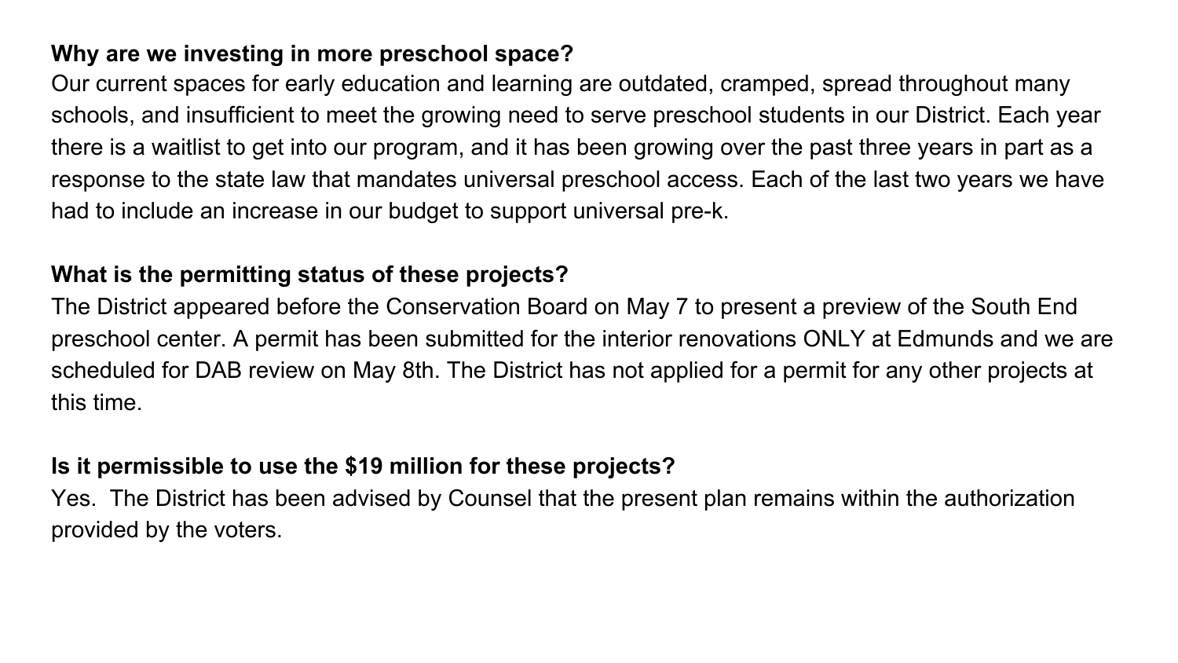**Why are we investing in more preschool space?**

Our current spaces for early education and learning are outdated, cramped, spread throughout many schools, and insufficient to meet the growing need to serve preschool students in our District. Each year there is a waitlist to get into our program, and it has been growing over the past three years in part as a response to the state law that mandates universal preschool access. Each of the last two years we have had to include an increase in our budget to support universal pre-k.

**What is the permitting status of these projects?**

The District appeared before the Conservation Board on May 7 to present a preview of the South End preschool center. A permit has been submitted for the interior renovations ONLY at Edmunds and we are scheduled for DAB review on May 8th. The District has not applied for a permit for any other projects at this time.

**Is it permissible to use the $19 million for these projects?**

Yes. The District has been advised by Counsel that the present plan remains within the authorization provided by the voters.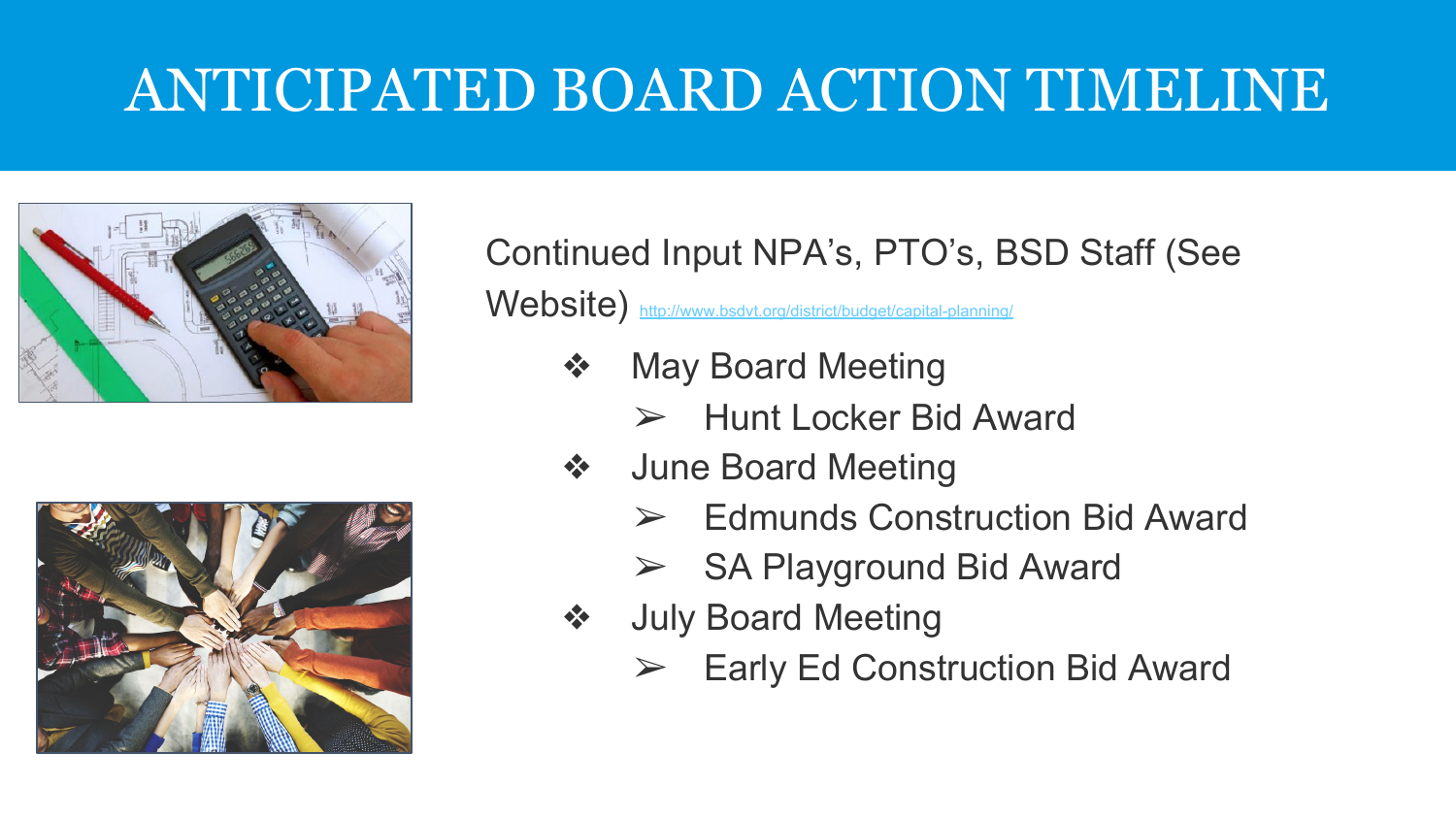# ANTICIPATED BOARD ACTION TIMELINE

Continued Input NPA's, PTO's, BSD Staff (See Website) http://www.bsdvt.org/district/budget/capital-planning/

- May Board Meeting
  - Hunt Locker Bid Award
- June Board Meeting
  - Edmunds Construction Bid Award
  - SA Playground Bid Award
- July Board Meeting
  - Early Ed Construction Bid Award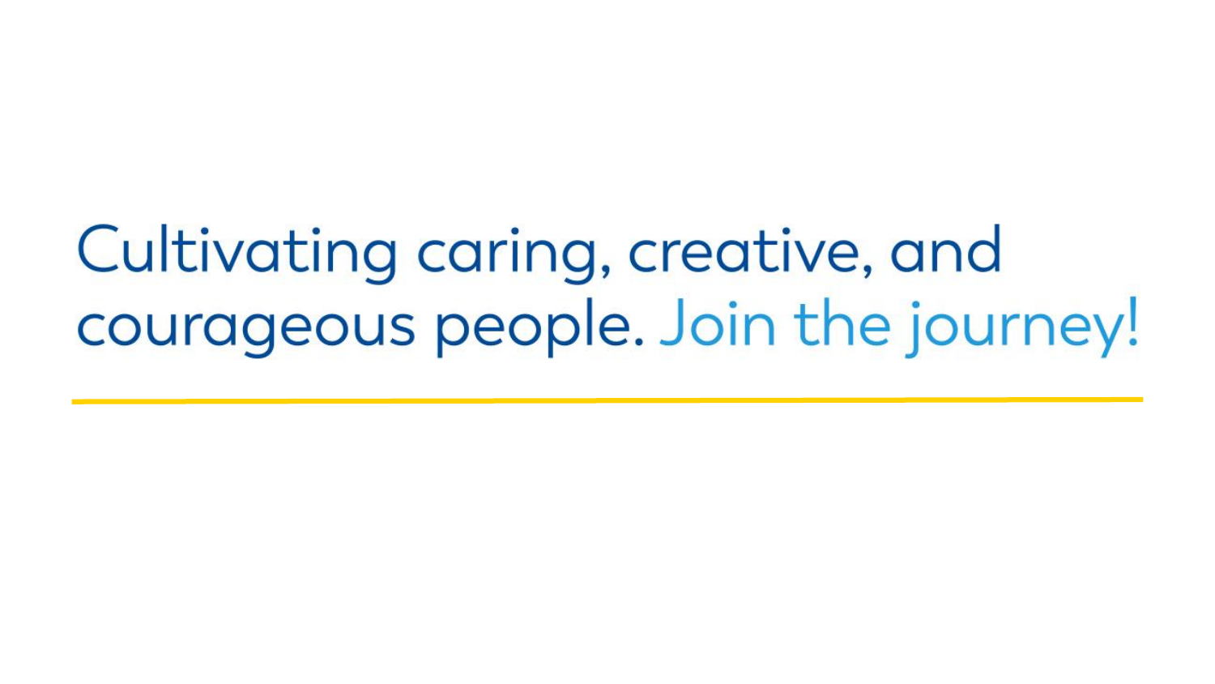Cultivating caring, creative, and courageous people. Join the journey!